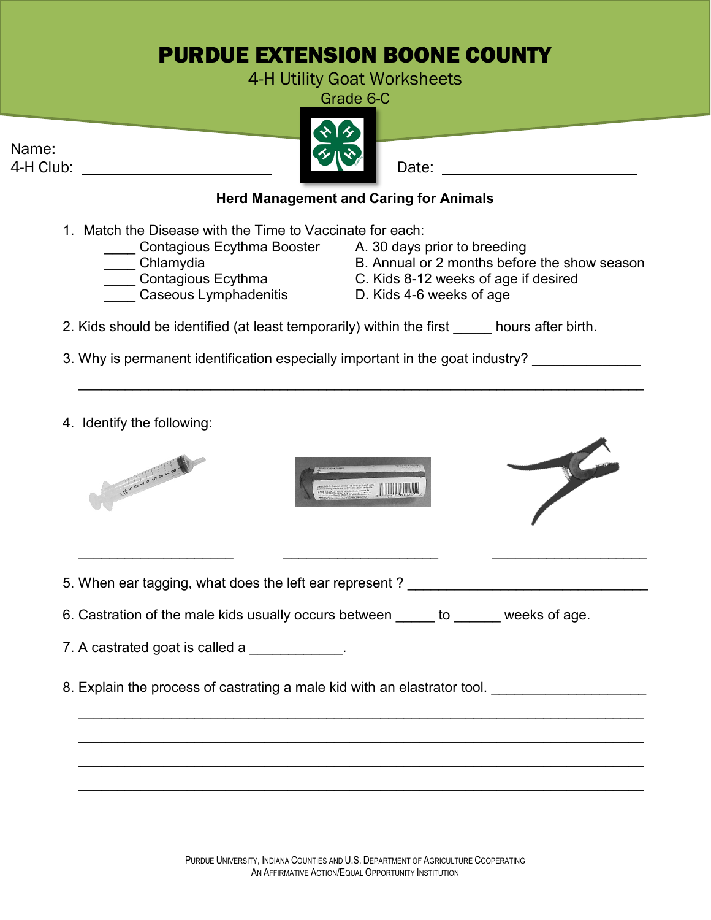# PURDUE EXTENSION BOONE COUNTY

4-H Utility Goat Worksheets

Grade 6-C

Name: ____________________________

4-H Club: ____________________________

Date: ____________________________

**Herd Management and Caring for Animals**

1. Match the Disease with the Time to Vaccinate for each:

| | |
|---|---|
| ____ Contagious Ecythma Booster | A. 30 days prior to breeding |
| ____ Chlamydia | B. Annual or 2 months before the show season |
| ____ Contagious Ecythma | C. Kids 8-12 weeks of age if desired |
| ____ Caseous Lymphadenitis | D. Kids 4-6 weeks of age |

2. Kids should be identified (at least temporarily) within the first _____ hours after birth.

3. Why is permanent identification especially important in the goat industry? ______________

______________________________________________________________________

4. Identify the following:

____________________ ____________________ ____________________

5. When ear tagging, what does the left ear represent ? ________________________________

6. Castration of the male kids usually occurs between _____ to ______ weeks of age.

7. A castrated goat is called a ____________.

8. Explain the process of castrating a male kid with an elastrator tool. ____________________

______________________________________________________________________

______________________________________________________________________

______________________________________________________________________

______________________________________________________________________

Purdue University, Indiana Counties and U.S. Department of Agriculture Cooperating
An Affirmative Action/Equal Opportunity Institution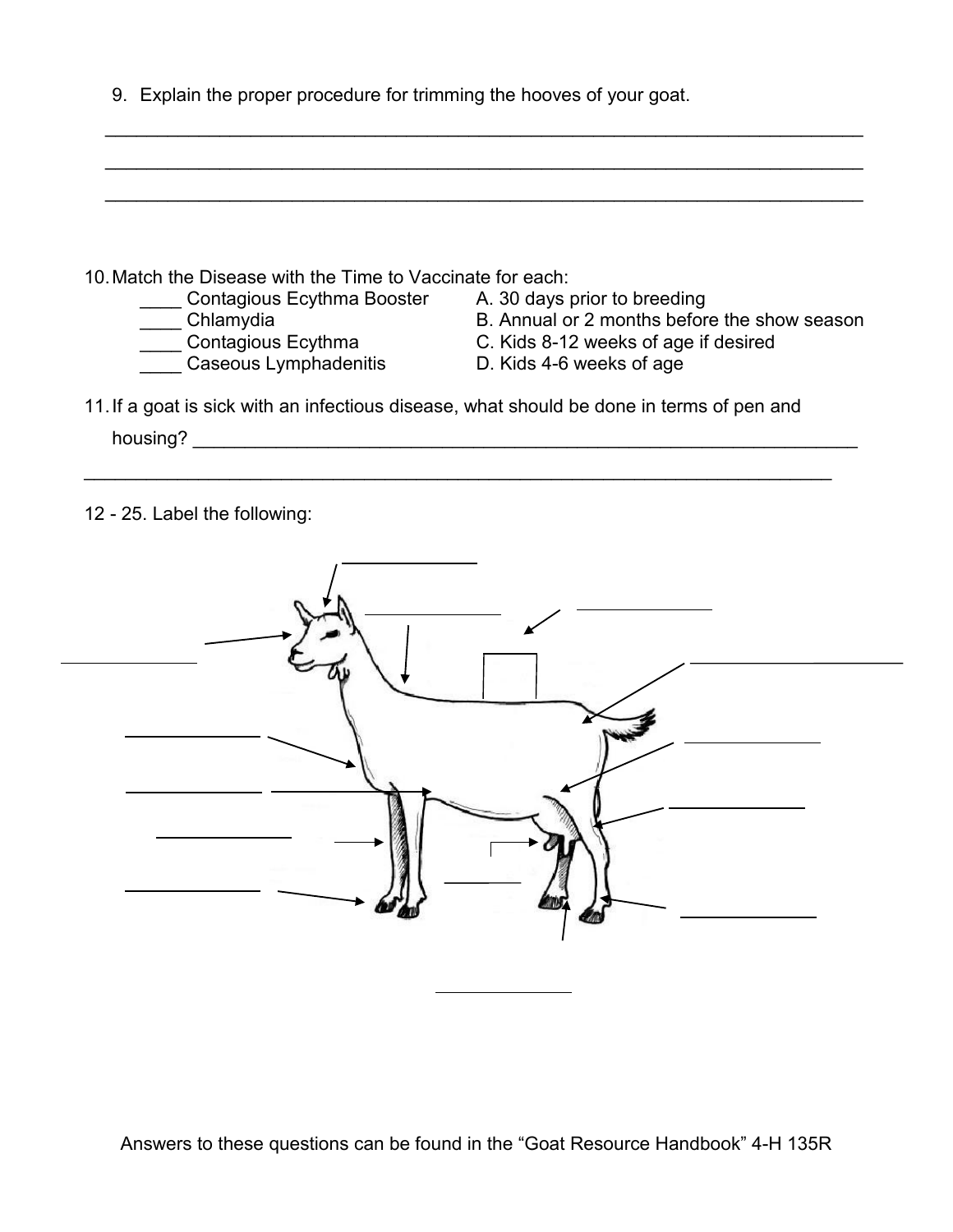9. Explain the proper procedure for trimming the hooves of your goat.

\_\_\_\_\_\_\_\_\_\_\_\_\_\_\_\_\_\_\_\_\_\_\_\_\_\_\_\_\_\_\_\_\_\_\_\_\_\_\_\_\_\_\_\_\_\_\_\_\_\_\_\_\_\_\_\_\_\_\_\_\_\_\_\_\_\_\_\_\_\_\_\_\_\_

\_\_\_\_\_\_\_\_\_\_\_\_\_\_\_\_\_\_\_\_\_\_\_\_\_\_\_\_\_\_\_\_\_\_\_\_\_\_\_\_\_\_\_\_\_\_\_\_\_\_\_\_\_\_\_\_\_\_\_\_\_\_\_\_\_\_\_\_\_\_\_\_\_\_

\_\_\_\_\_\_\_\_\_\_\_\_\_\_\_\_\_\_\_\_\_\_\_\_\_\_\_\_\_\_\_\_\_\_\_\_\_\_\_\_\_\_\_\_\_\_\_\_\_\_\_\_\_\_\_\_\_\_\_\_\_\_\_\_\_\_\_\_\_\_\_\_\_\_

10. Match the Disease with the Time to Vaccinate for each:

| | |
|---|---|
| \_\_\_\_ Contagious Ecythma Booster | A. 30 days prior to breeding |
| \_\_\_\_ Chlamydia | B. Annual or 2 months before the show season |
| \_\_\_\_ Contagious Ecythma | C. Kids 8-12 weeks of age if desired |
| \_\_\_\_ Caseous Lymphadenitis | D. Kids 4-6 weeks of age |

11. If a goat is sick with an infectious disease, what should be done in terms of pen and housing? \_\_\_\_\_\_\_\_\_\_\_\_\_\_\_\_\_\_\_\_\_\_\_\_\_\_\_\_\_\_\_\_\_\_\_\_\_\_\_\_\_\_\_\_\_\_\_\_\_\_\_\_\_\_\_\_\_\_\_\_

\_\_\_\_\_\_\_\_\_\_\_\_\_\_\_\_\_\_\_\_\_\_\_\_\_\_\_\_\_\_\_\_\_\_\_\_\_\_\_\_\_\_\_\_\_\_\_\_\_\_\_\_\_\_\_\_\_\_\_\_\_\_\_\_\_\_\_\_\_\_\_\_\_\_

12 - 25. Label the following:

Answers to these questions can be found in the "Goat Resource Handbook" 4-H 135R